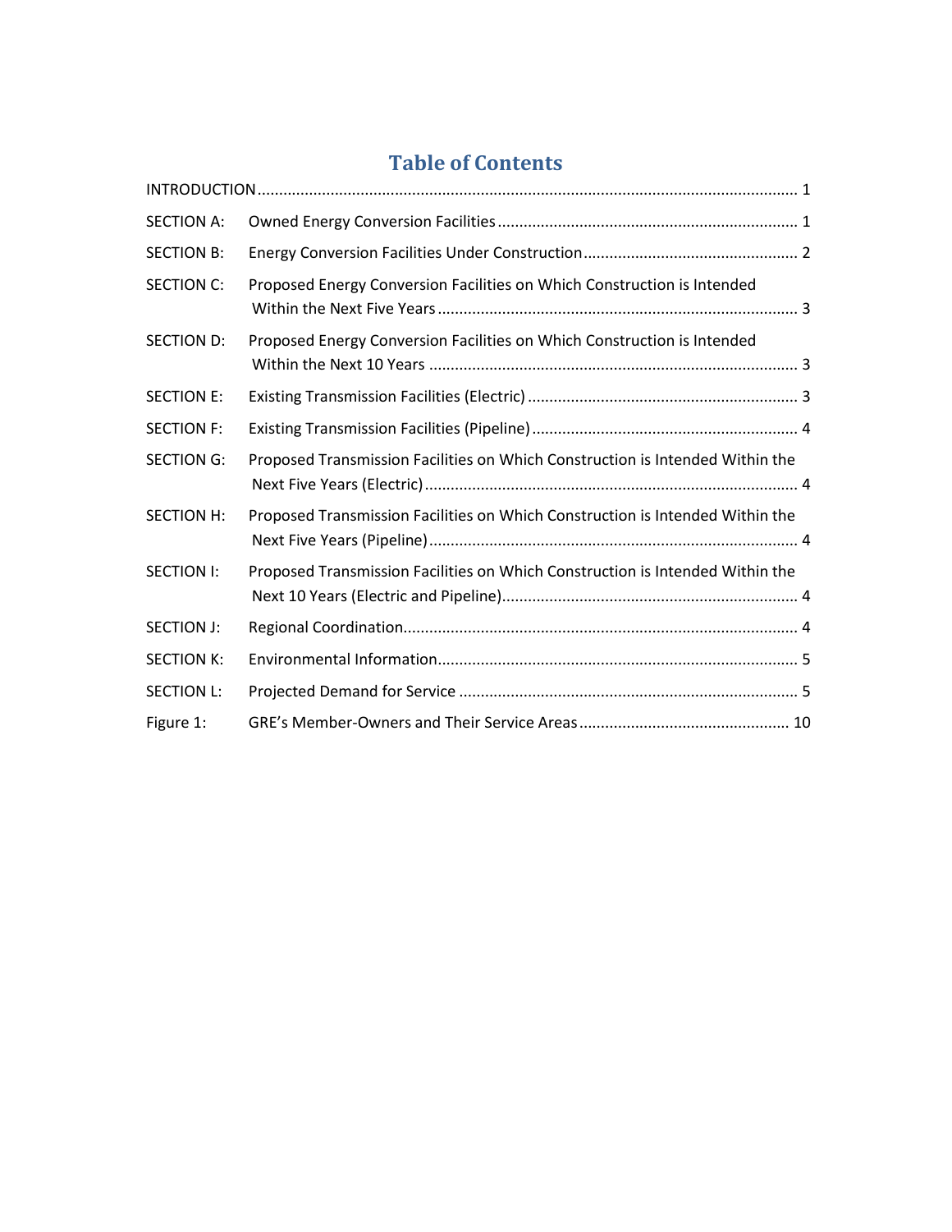# Table of Contents

| | | |
|---|---|---|
| INTRODUCTION | | 1 |
| SECTION A: | Owned Energy Conversion Facilities | 1 |
| SECTION B: | Energy Conversion Facilities Under Construction | 2 |
| SECTION C: | Proposed Energy Conversion Facilities on Which Construction is Intended Within the Next Five Years | 3 |
| SECTION D: | Proposed Energy Conversion Facilities on Which Construction is Intended Within the Next 10 Years | 3 |
| SECTION E: | Existing Transmission Facilities (Electric) | 3 |
| SECTION F: | Existing Transmission Facilities (Pipeline) | 4 |
| SECTION G: | Proposed Transmission Facilities on Which Construction is Intended Within the Next Five Years (Electric) | 4 |
| SECTION H: | Proposed Transmission Facilities on Which Construction is Intended Within the Next Five Years (Pipeline) | 4 |
| SECTION I: | Proposed Transmission Facilities on Which Construction is Intended Within the Next 10 Years (Electric and Pipeline) | 4 |
| SECTION J: | Regional Coordination | 4 |
| SECTION K: | Environmental Information | 5 |
| SECTION L: | Projected Demand for Service | 5 |
| Figure 1: | GRE's Member-Owners and Their Service Areas | 10 |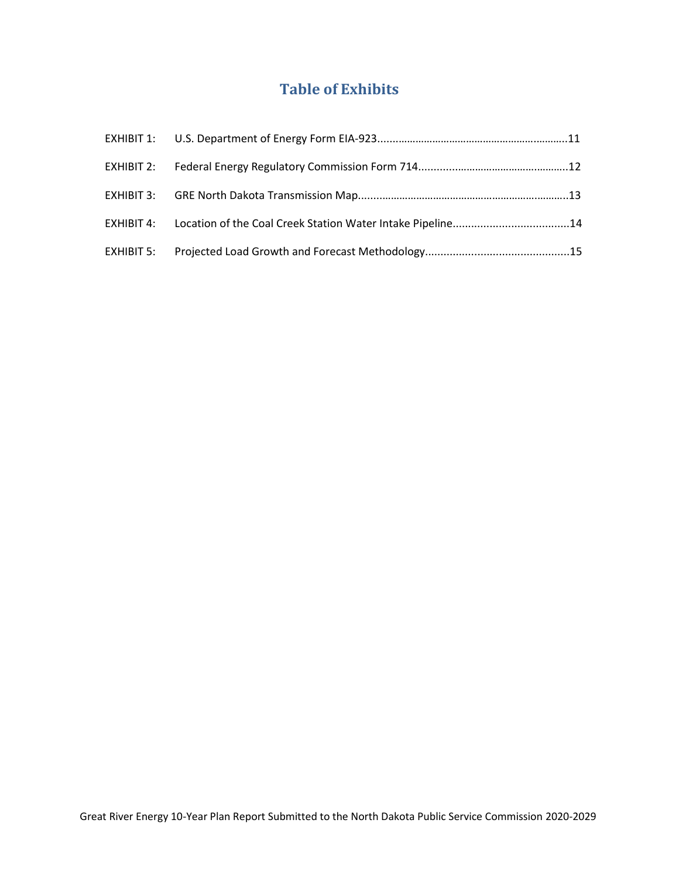# Table of Exhibits

EXHIBIT 1: U.S. Department of Energy Form EIA-923....................................................................11

EXHIBIT 2: Federal Energy Regulatory Commission Form 714..................................................12

EXHIBIT 3: GRE North Dakota Transmission Map.......................................................................13

EXHIBIT 4: Location of the Coal Creek Station Water Intake Pipeline......................................14

EXHIBIT 5: Projected Load Growth and Forecast Methodology...............................................15

Great River Energy 10-Year Plan Report Submitted to the North Dakota Public Service Commission 2020-2029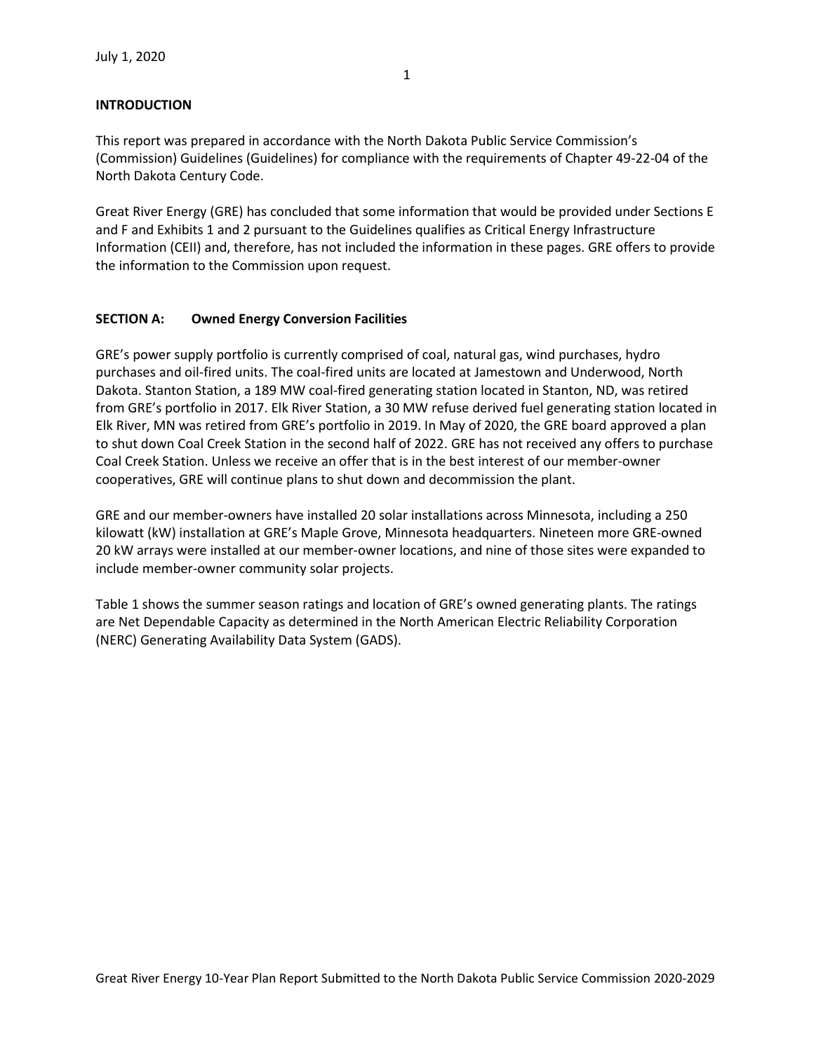July 1, 2020

## INTRODUCTION

This report was prepared in accordance with the North Dakota Public Service Commission's (Commission) Guidelines (Guidelines) for compliance with the requirements of Chapter 49-22-04 of the North Dakota Century Code.

Great River Energy (GRE) has concluded that some information that would be provided under Sections E and F and Exhibits 1 and 2 pursuant to the Guidelines qualifies as Critical Energy Infrastructure Information (CEII) and, therefore, has not included the information in these pages. GRE offers to provide the information to the Commission upon request.

## SECTION A: Owned Energy Conversion Facilities

GRE's power supply portfolio is currently comprised of coal, natural gas, wind purchases, hydro purchases and oil-fired units. The coal-fired units are located at Jamestown and Underwood, North Dakota. Stanton Station, a 189 MW coal-fired generating station located in Stanton, ND, was retired from GRE's portfolio in 2017. Elk River Station, a 30 MW refuse derived fuel generating station located in Elk River, MN was retired from GRE's portfolio in 2019. In May of 2020, the GRE board approved a plan to shut down Coal Creek Station in the second half of 2022. GRE has not received any offers to purchase Coal Creek Station. Unless we receive an offer that is in the best interest of our member-owner cooperatives, GRE will continue plans to shut down and decommission the plant.

GRE and our member-owners have installed 20 solar installations across Minnesota, including a 250 kilowatt (kW) installation at GRE's Maple Grove, Minnesota headquarters. Nineteen more GRE-owned 20 kW arrays were installed at our member-owner locations, and nine of those sites were expanded to include member-owner community solar projects.

Table 1 shows the summer season ratings and location of GRE's owned generating plants. The ratings are Net Dependable Capacity as determined in the North American Electric Reliability Corporation (NERC) Generating Availability Data System (GADS).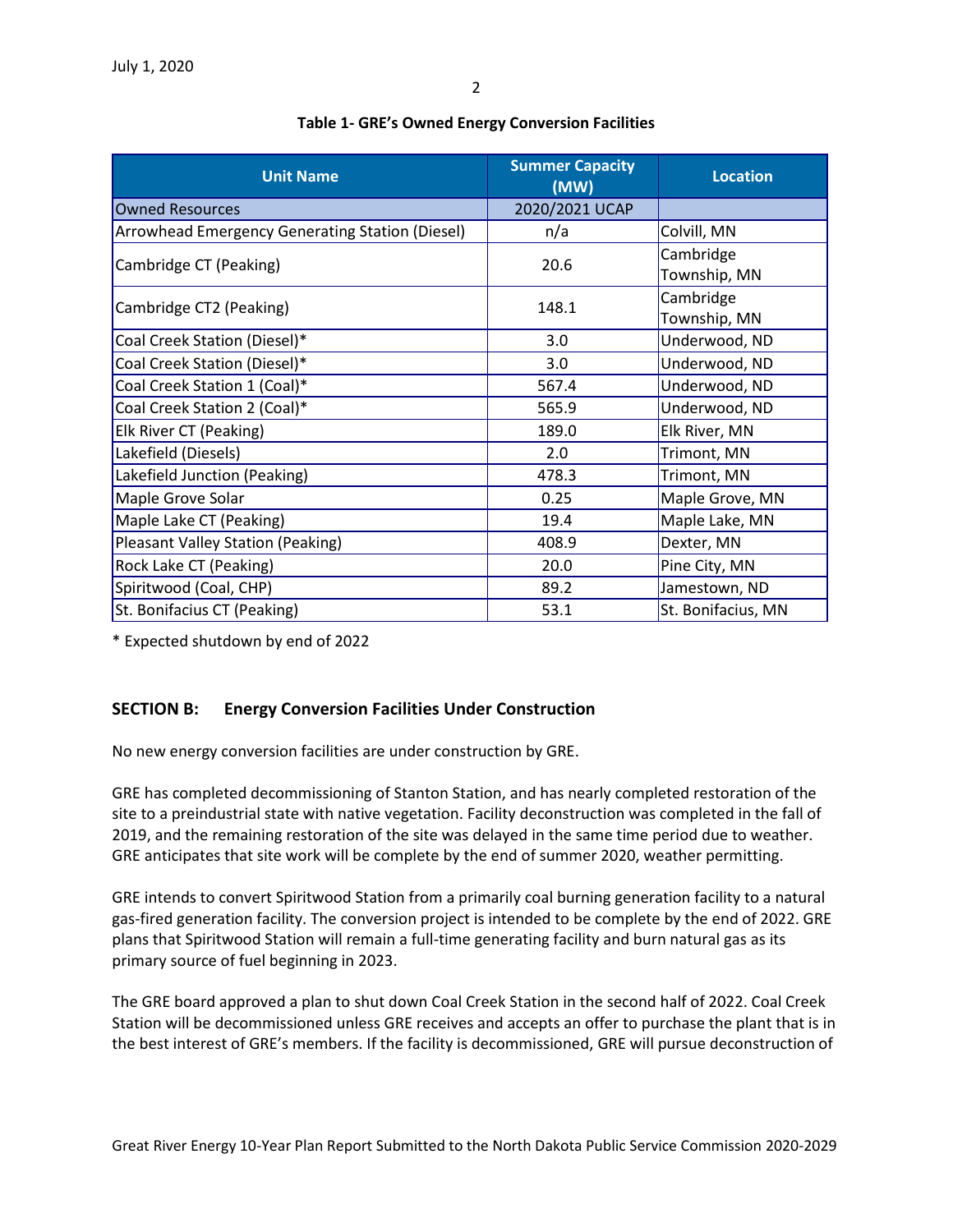July 1, 2020

**Table 1- GRE's Owned Energy Conversion Facilities**

| Unit Name | Summer Capacity (MW) | Location |
|---|---|---|
| Owned Resources | 2020/2021 UCAP | |
| Arrowhead Emergency Generating Station (Diesel) | n/a | Colvill, MN |
| Cambridge CT (Peaking) | 20.6 | Cambridge Township, MN |
| Cambridge CT2 (Peaking) | 148.1 | Cambridge Township, MN |
| Coal Creek Station (Diesel)* | 3.0 | Underwood, ND |
| Coal Creek Station (Diesel)* | 3.0 | Underwood, ND |
| Coal Creek Station 1 (Coal)* | 567.4 | Underwood, ND |
| Coal Creek Station 2 (Coal)* | 565.9 | Underwood, ND |
| Elk River CT (Peaking) | 189.0 | Elk River, MN |
| Lakefield (Diesels) | 2.0 | Trimont, MN |
| Lakefield Junction (Peaking) | 478.3 | Trimont, MN |
| Maple Grove Solar | 0.25 | Maple Grove, MN |
| Maple Lake CT (Peaking) | 19.4 | Maple Lake, MN |
| Pleasant Valley Station (Peaking) | 408.9 | Dexter, MN |
| Rock Lake CT (Peaking) | 20.0 | Pine City, MN |
| Spiritwood (Coal, CHP) | 89.2 | Jamestown, ND |
| St. Bonifacius CT (Peaking) | 53.1 | St. Bonifacius, MN |

* Expected shutdown by end of 2022

## SECTION B: Energy Conversion Facilities Under Construction

No new energy conversion facilities are under construction by GRE.

GRE has completed decommissioning of Stanton Station, and has nearly completed restoration of the site to a preindustrial state with native vegetation. Facility deconstruction was completed in the fall of 2019, and the remaining restoration of the site was delayed in the same time period due to weather. GRE anticipates that site work will be complete by the end of summer 2020, weather permitting.

GRE intends to convert Spiritwood Station from a primarily coal burning generation facility to a natural gas-fired generation facility. The conversion project is intended to be complete by the end of 2022. GRE plans that Spiritwood Station will remain a full-time generating facility and burn natural gas as its primary source of fuel beginning in 2023.

The GRE board approved a plan to shut down Coal Creek Station in the second half of 2022. Coal Creek Station will be decommissioned unless GRE receives and accepts an offer to purchase the plant that is in the best interest of GRE's members. If the facility is decommissioned, GRE will pursue deconstruction of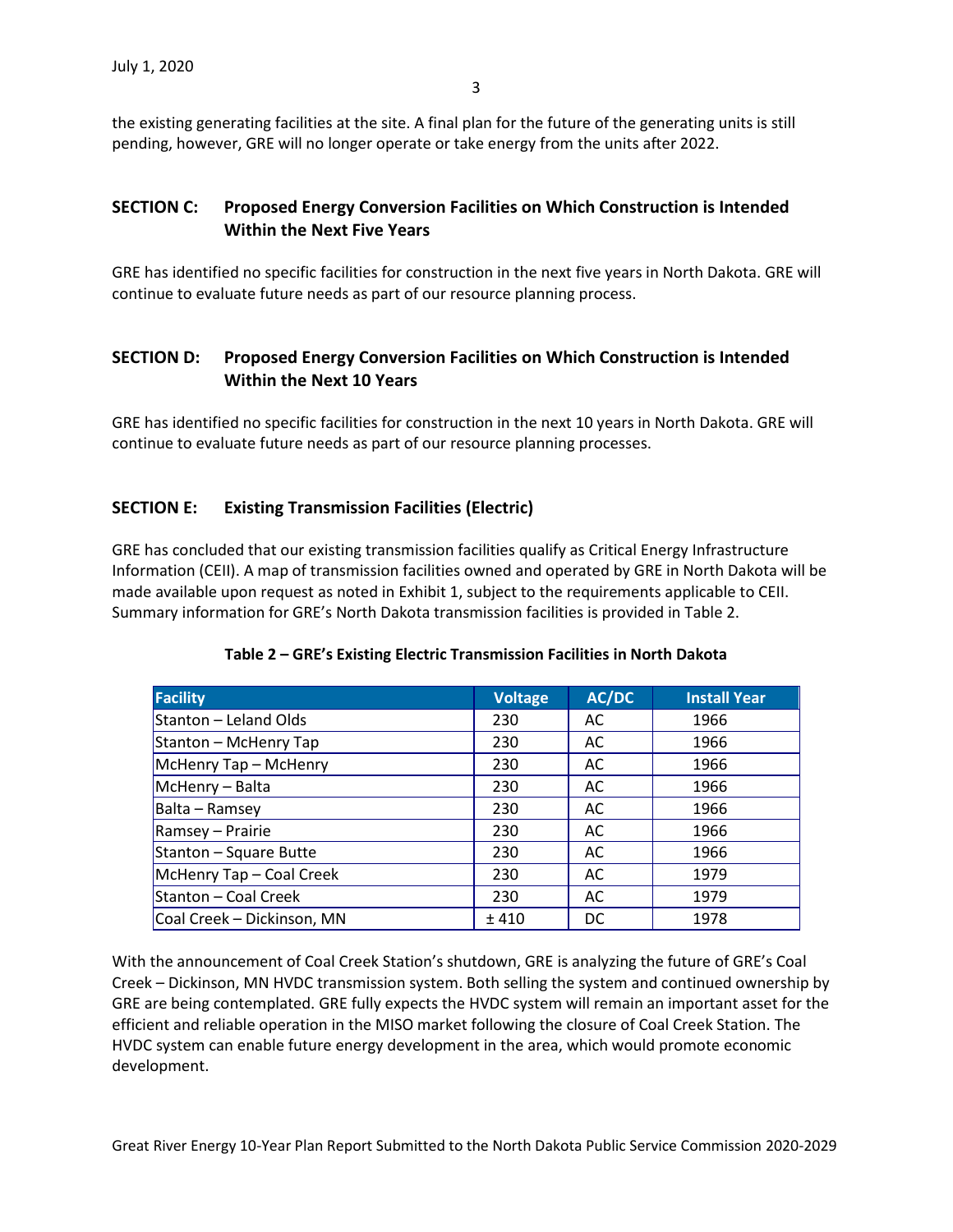the existing generating facilities at the site. A final plan for the future of the generating units is still pending, however, GRE will no longer operate or take energy from the units after 2022.

## SECTION C: Proposed Energy Conversion Facilities on Which Construction is Intended Within the Next Five Years

GRE has identified no specific facilities for construction in the next five years in North Dakota. GRE will continue to evaluate future needs as part of our resource planning process.

## SECTION D: Proposed Energy Conversion Facilities on Which Construction is Intended Within the Next 10 Years

GRE has identified no specific facilities for construction in the next 10 years in North Dakota. GRE will continue to evaluate future needs as part of our resource planning processes.

## SECTION E: Existing Transmission Facilities (Electric)

GRE has concluded that our existing transmission facilities qualify as Critical Energy Infrastructure Information (CEII). A map of transmission facilities owned and operated by GRE in North Dakota will be made available upon request as noted in Exhibit 1, subject to the requirements applicable to CEII. Summary information for GRE's North Dakota transmission facilities is provided in Table 2.

**Table 2 – GRE's Existing Electric Transmission Facilities in North Dakota**

| Facility | Voltage | AC/DC | Install Year |
|---|---|---|---|
| Stanton – Leland Olds | 230 | AC | 1966 |
| Stanton – McHenry Tap | 230 | AC | 1966 |
| McHenry Tap – McHenry | 230 | AC | 1966 |
| McHenry – Balta | 230 | AC | 1966 |
| Balta – Ramsey | 230 | AC | 1966 |
| Ramsey – Prairie | 230 | AC | 1966 |
| Stanton – Square Butte | 230 | AC | 1966 |
| McHenry Tap – Coal Creek | 230 | AC | 1979 |
| Stanton – Coal Creek | 230 | AC | 1979 |
| Coal Creek – Dickinson, MN | ± 410 | DC | 1978 |

With the announcement of Coal Creek Station's shutdown, GRE is analyzing the future of GRE's Coal Creek – Dickinson, MN HVDC transmission system. Both selling the system and continued ownership by GRE are being contemplated. GRE fully expects the HVDC system will remain an important asset for the efficient and reliable operation in the MISO market following the closure of Coal Creek Station. The HVDC system can enable future energy development in the area, which would promote economic development.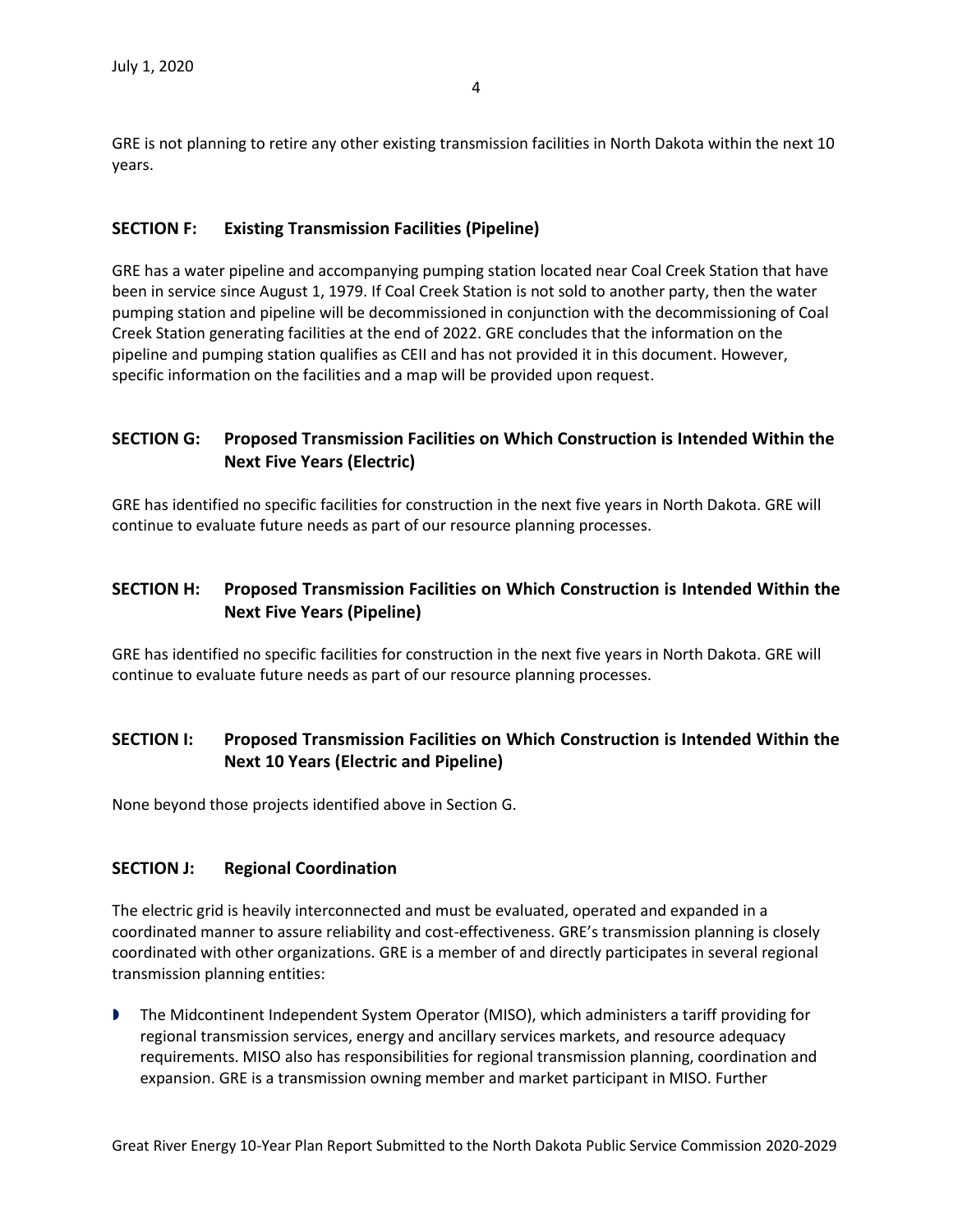GRE is not planning to retire any other existing transmission facilities in North Dakota within the next 10 years.

## SECTION F: Existing Transmission Facilities (Pipeline)

GRE has a water pipeline and accompanying pumping station located near Coal Creek Station that have been in service since August 1, 1979. If Coal Creek Station is not sold to another party, then the water pumping station and pipeline will be decommissioned in conjunction with the decommissioning of Coal Creek Station generating facilities at the end of 2022. GRE concludes that the information on the pipeline and pumping station qualifies as CEII and has not provided it in this document. However, specific information on the facilities and a map will be provided upon request.

## SECTION G: Proposed Transmission Facilities on Which Construction is Intended Within the Next Five Years (Electric)

GRE has identified no specific facilities for construction in the next five years in North Dakota. GRE will continue to evaluate future needs as part of our resource planning processes.

## SECTION H: Proposed Transmission Facilities on Which Construction is Intended Within the Next Five Years (Pipeline)

GRE has identified no specific facilities for construction in the next five years in North Dakota. GRE will continue to evaluate future needs as part of our resource planning processes.

## SECTION I: Proposed Transmission Facilities on Which Construction is Intended Within the Next 10 Years (Electric and Pipeline)

None beyond those projects identified above in Section G.

## SECTION J: Regional Coordination

The electric grid is heavily interconnected and must be evaluated, operated and expanded in a coordinated manner to assure reliability and cost-effectiveness. GRE's transmission planning is closely coordinated with other organizations. GRE is a member of and directly participates in several regional transmission planning entities:

- The Midcontinent Independent System Operator (MISO), which administers a tariff providing for regional transmission services, energy and ancillary services markets, and resource adequacy requirements. MISO also has responsibilities for regional transmission planning, coordination and expansion. GRE is a transmission owning member and market participant in MISO. Further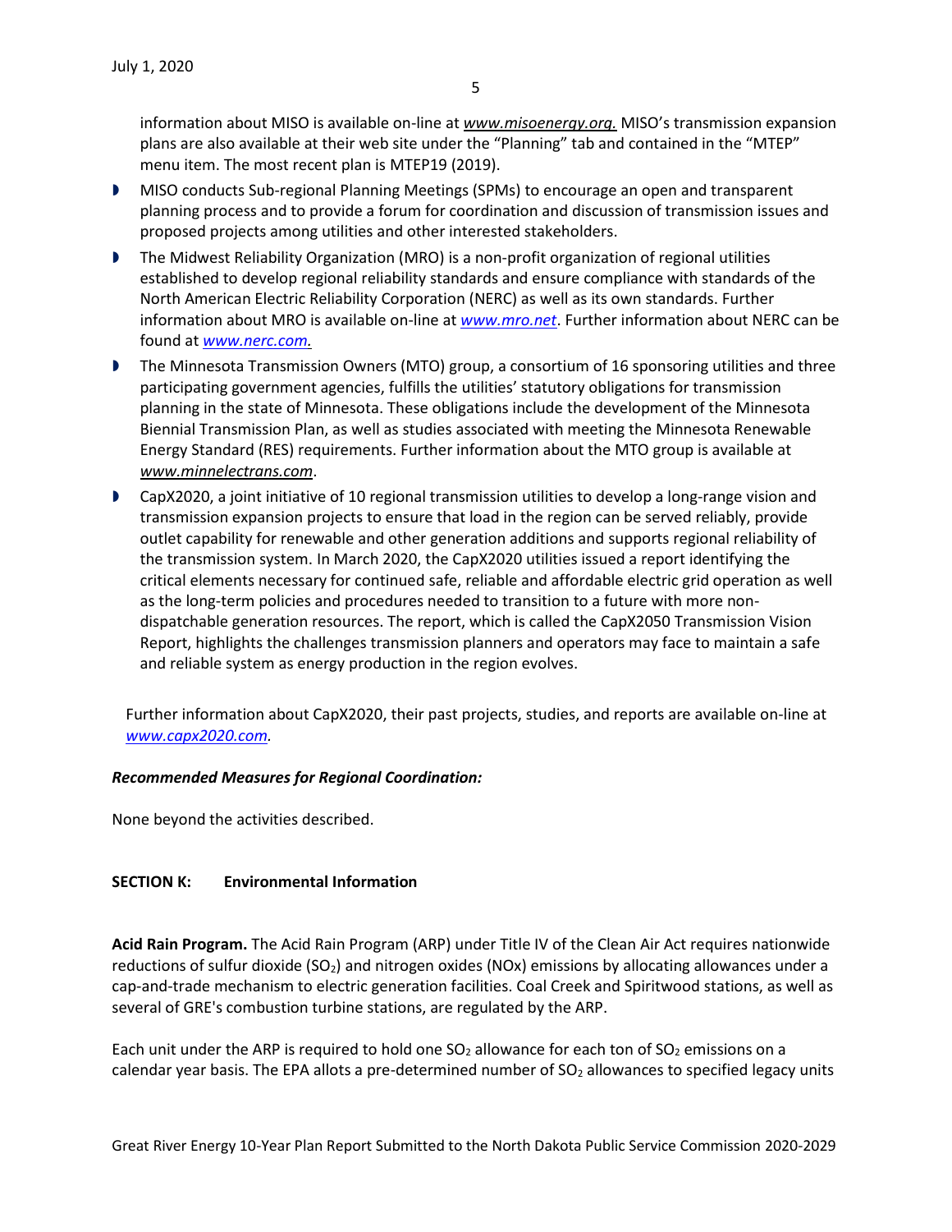information about MISO is available on-line at *www.misoenergy.org.* MISO's transmission expansion plans are also available at their web site under the "Planning" tab and contained in the "MTEP" menu item. The most recent plan is MTEP19 (2019).

- MISO conducts Sub-regional Planning Meetings (SPMs) to encourage an open and transparent planning process and to provide a forum for coordination and discussion of transmission issues and proposed projects among utilities and other interested stakeholders.
- The Midwest Reliability Organization (MRO) is a non-profit organization of regional utilities established to develop regional reliability standards and ensure compliance with standards of the North American Electric Reliability Corporation (NERC) as well as its own standards. Further information about MRO is available on-line at *www.mro.net*. Further information about NERC can be found at *www.nerc.com.*
- The Minnesota Transmission Owners (MTO) group, a consortium of 16 sponsoring utilities and three participating government agencies, fulfills the utilities' statutory obligations for transmission planning in the state of Minnesota. These obligations include the development of the Minnesota Biennial Transmission Plan, as well as studies associated with meeting the Minnesota Renewable Energy Standard (RES) requirements. Further information about the MTO group is available at *www.minnelectrans.com*.
- CapX2020, a joint initiative of 10 regional transmission utilities to develop a long-range vision and transmission expansion projects to ensure that load in the region can be served reliably, provide outlet capability for renewable and other generation additions and supports regional reliability of the transmission system. In March 2020, the CapX2020 utilities issued a report identifying the critical elements necessary for continued safe, reliable and affordable electric grid operation as well as the long-term policies and procedures needed to transition to a future with more non-dispatchable generation resources. The report, which is called the CapX2050 Transmission Vision Report, highlights the challenges transmission planners and operators may face to maintain a safe and reliable system as energy production in the region evolves.

Further information about CapX2020, their past projects, studies, and reports are available on-line at *www.capx2020.com.*

***Recommended Measures for Regional Coordination:***

None beyond the activities described.

### SECTION K: Environmental Information

**Acid Rain Program.** The Acid Rain Program (ARP) under Title IV of the Clean Air Act requires nationwide reductions of sulfur dioxide ($SO_2$) and nitrogen oxides (NOx) emissions by allocating allowances under a cap-and-trade mechanism to electric generation facilities. Coal Creek and Spiritwood stations, as well as several of GRE's combustion turbine stations, are regulated by the ARP.

Each unit under the ARP is required to hold one $SO_2$ allowance for each ton of $SO_2$ emissions on a calendar year basis. The EPA allots a pre-determined number of $SO_2$ allowances to specified legacy units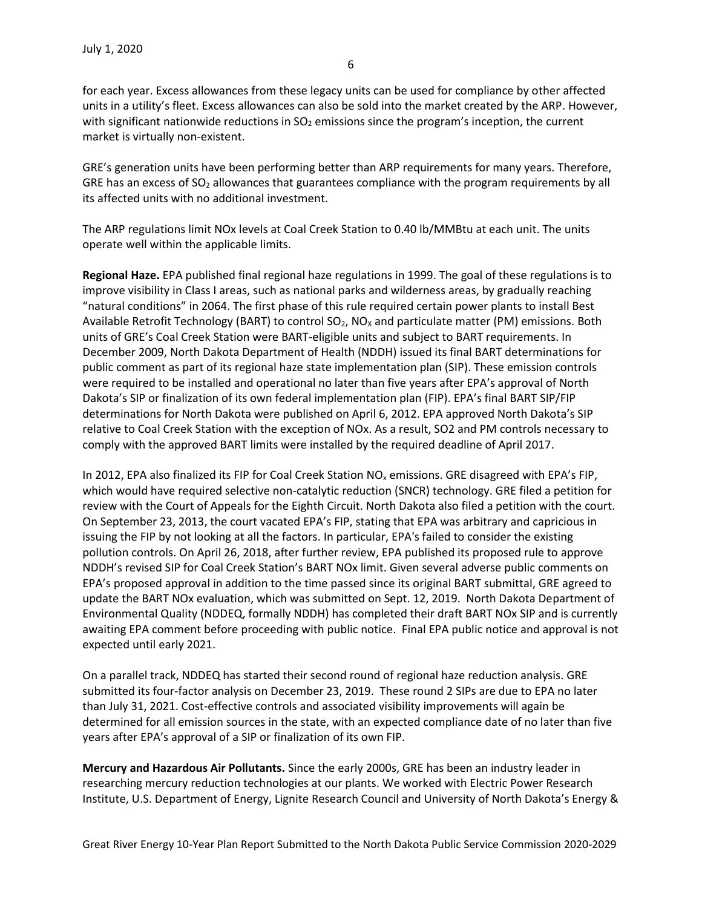for each year. Excess allowances from these legacy units can be used for compliance by other affected units in a utility's fleet. Excess allowances can also be sold into the market created by the ARP. However, with significant nationwide reductions in $SO_2$ emissions since the program's inception, the current market is virtually non-existent.

GRE's generation units have been performing better than ARP requirements for many years. Therefore, GRE has an excess of $SO_2$ allowances that guarantees compliance with the program requirements by all its affected units with no additional investment.

The ARP regulations limit NOx levels at Coal Creek Station to 0.40 lb/MMBtu at each unit. The units operate well within the applicable limits.

**Regional Haze.** EPA published final regional haze regulations in 1999. The goal of these regulations is to improve visibility in Class I areas, such as national parks and wilderness areas, by gradually reaching "natural conditions" in 2064. The first phase of this rule required certain power plants to install Best Available Retrofit Technology (BART) to control $SO_2$, $NO_X$ and particulate matter (PM) emissions. Both units of GRE's Coal Creek Station were BART-eligible units and subject to BART requirements. In December 2009, North Dakota Department of Health (NDDH) issued its final BART determinations for public comment as part of its regional haze state implementation plan (SIP). These emission controls were required to be installed and operational no later than five years after EPA's approval of North Dakota's SIP or finalization of its own federal implementation plan (FIP). EPA's final BART SIP/FIP determinations for North Dakota were published on April 6, 2012. EPA approved North Dakota's SIP relative to Coal Creek Station with the exception of NOx. As a result, SO2 and PM controls necessary to comply with the approved BART limits were installed by the required deadline of April 2017.

In 2012, EPA also finalized its FIP for Coal Creek Station $NO_x$ emissions. GRE disagreed with EPA's FIP, which would have required selective non-catalytic reduction (SNCR) technology. GRE filed a petition for review with the Court of Appeals for the Eighth Circuit. North Dakota also filed a petition with the court. On September 23, 2013, the court vacated EPA's FIP, stating that EPA was arbitrary and capricious in issuing the FIP by not looking at all the factors. In particular, EPA's failed to consider the existing pollution controls. On April 26, 2018, after further review, EPA published its proposed rule to approve NDDH's revised SIP for Coal Creek Station's BART NOx limit. Given several adverse public comments on EPA's proposed approval in addition to the time passed since its original BART submittal, GRE agreed to update the BART NOx evaluation, which was submitted on Sept. 12, 2019. North Dakota Department of Environmental Quality (NDDEQ, formally NDDH) has completed their draft BART NOx SIP and is currently awaiting EPA comment before proceeding with public notice. Final EPA public notice and approval is not expected until early 2021.

On a parallel track, NDDEQ has started their second round of regional haze reduction analysis. GRE submitted its four-factor analysis on December 23, 2019. These round 2 SIPs are due to EPA no later than July 31, 2021. Cost-effective controls and associated visibility improvements will again be determined for all emission sources in the state, with an expected compliance date of no later than five years after EPA's approval of a SIP or finalization of its own FIP.

**Mercury and Hazardous Air Pollutants.** Since the early 2000s, GRE has been an industry leader in researching mercury reduction technologies at our plants. We worked with Electric Power Research Institute, U.S. Department of Energy, Lignite Research Council and University of North Dakota's Energy &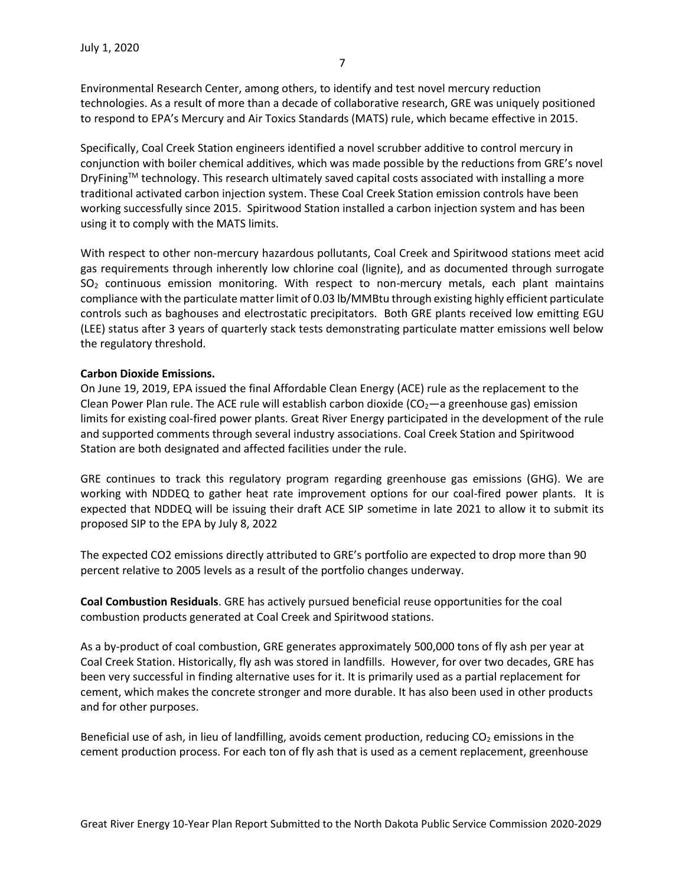Environmental Research Center, among others, to identify and test novel mercury reduction technologies. As a result of more than a decade of collaborative research, GRE was uniquely positioned to respond to EPA's Mercury and Air Toxics Standards (MATS) rule, which became effective in 2015.

Specifically, Coal Creek Station engineers identified a novel scrubber additive to control mercury in conjunction with boiler chemical additives, which was made possible by the reductions from GRE's novel DryFining™ technology. This research ultimately saved capital costs associated with installing a more traditional activated carbon injection system. These Coal Creek Station emission controls have been working successfully since 2015. Spiritwood Station installed a carbon injection system and has been using it to comply with the MATS limits.

With respect to other non-mercury hazardous pollutants, Coal Creek and Spiritwood stations meet acid gas requirements through inherently low chlorine coal (lignite), and as documented through surrogate $SO_2$ continuous emission monitoring. With respect to non-mercury metals, each plant maintains compliance with the particulate matter limit of 0.03 lb/MMBtu through existing highly efficient particulate controls such as baghouses and electrostatic precipitators. Both GRE plants received low emitting EGU (LEE) status after 3 years of quarterly stack tests demonstrating particulate matter emissions well below the regulatory threshold.

**Carbon Dioxide Emissions.**

On June 19, 2019, EPA issued the final Affordable Clean Energy (ACE) rule as the replacement to the Clean Power Plan rule. The ACE rule will establish carbon dioxide ($CO_2$—a greenhouse gas) emission limits for existing coal-fired power plants. Great River Energy participated in the development of the rule and supported comments through several industry associations. Coal Creek Station and Spiritwood Station are both designated and affected facilities under the rule.

GRE continues to track this regulatory program regarding greenhouse gas emissions (GHG). We are working with NDDEQ to gather heat rate improvement options for our coal-fired power plants. It is expected that NDDEQ will be issuing their draft ACE SIP sometime in late 2021 to allow it to submit its proposed SIP to the EPA by July 8, 2022

The expected CO2 emissions directly attributed to GRE's portfolio are expected to drop more than 90 percent relative to 2005 levels as a result of the portfolio changes underway.

**Coal Combustion Residuals**. GRE has actively pursued beneficial reuse opportunities for the coal combustion products generated at Coal Creek and Spiritwood stations.

As a by-product of coal combustion, GRE generates approximately 500,000 tons of fly ash per year at Coal Creek Station. Historically, fly ash was stored in landfills. However, for over two decades, GRE has been very successful in finding alternative uses for it. It is primarily used as a partial replacement for cement, which makes the concrete stronger and more durable. It has also been used in other products and for other purposes.

Beneficial use of ash, in lieu of landfilling, avoids cement production, reducing $CO_2$ emissions in the cement production process. For each ton of fly ash that is used as a cement replacement, greenhouse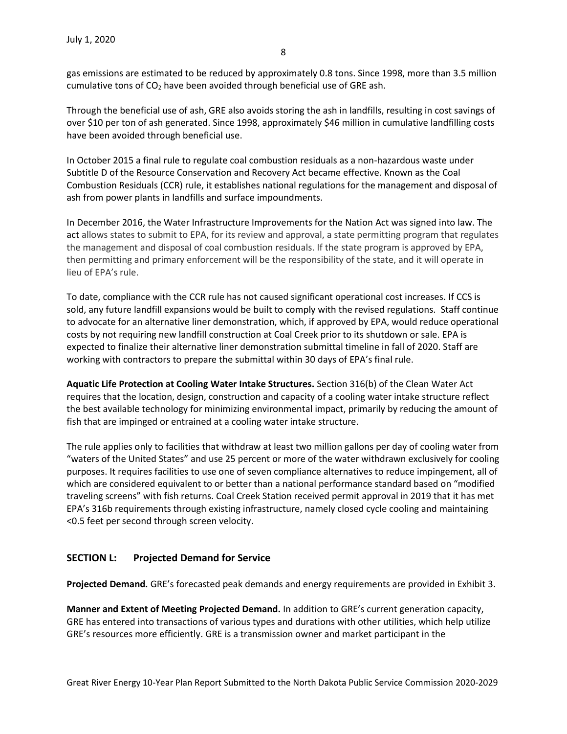gas emissions are estimated to be reduced by approximately 0.8 tons. Since 1998, more than 3.5 million cumulative tons of $CO_2$ have been avoided through beneficial use of GRE ash.

Through the beneficial use of ash, GRE also avoids storing the ash in landfills, resulting in cost savings of over $10 per ton of ash generated. Since 1998, approximately $46 million in cumulative landfilling costs have been avoided through beneficial use.

In October 2015 a final rule to regulate coal combustion residuals as a non-hazardous waste under Subtitle D of the Resource Conservation and Recovery Act became effective. Known as the Coal Combustion Residuals (CCR) rule, it establishes national regulations for the management and disposal of ash from power plants in landfills and surface impoundments.

In December 2016, the Water Infrastructure Improvements for the Nation Act was signed into law. The act allows states to submit to EPA, for its review and approval, a state permitting program that regulates the management and disposal of coal combustion residuals. If the state program is approved by EPA, then permitting and primary enforcement will be the responsibility of the state, and it will operate in lieu of EPA's rule.

To date, compliance with the CCR rule has not caused significant operational cost increases. If CCS is sold, any future landfill expansions would be built to comply with the revised regulations. Staff continue to advocate for an alternative liner demonstration, which, if approved by EPA, would reduce operational costs by not requiring new landfill construction at Coal Creek prior to its shutdown or sale. EPA is expected to finalize their alternative liner demonstration submittal timeline in fall of 2020. Staff are working with contractors to prepare the submittal within 30 days of EPA's final rule.

**Aquatic Life Protection at Cooling Water Intake Structures.** Section 316(b) of the Clean Water Act requires that the location, design, construction and capacity of a cooling water intake structure reflect the best available technology for minimizing environmental impact, primarily by reducing the amount of fish that are impinged or entrained at a cooling water intake structure.

The rule applies only to facilities that withdraw at least two million gallons per day of cooling water from "waters of the United States" and use 25 percent or more of the water withdrawn exclusively for cooling purposes. It requires facilities to use one of seven compliance alternatives to reduce impingement, all of which are considered equivalent to or better than a national performance standard based on "modified traveling screens" with fish returns. Coal Creek Station received permit approval in 2019 that it has met EPA's 316b requirements through existing infrastructure, namely closed cycle cooling and maintaining <0.5 feet per second through screen velocity.

## SECTION L: Projected Demand for Service

**Projected Demand.** GRE's forecasted peak demands and energy requirements are provided in Exhibit 3.

**Manner and Extent of Meeting Projected Demand.** In addition to GRE's current generation capacity, GRE has entered into transactions of various types and durations with other utilities, which help utilize GRE's resources more efficiently. GRE is a transmission owner and market participant in the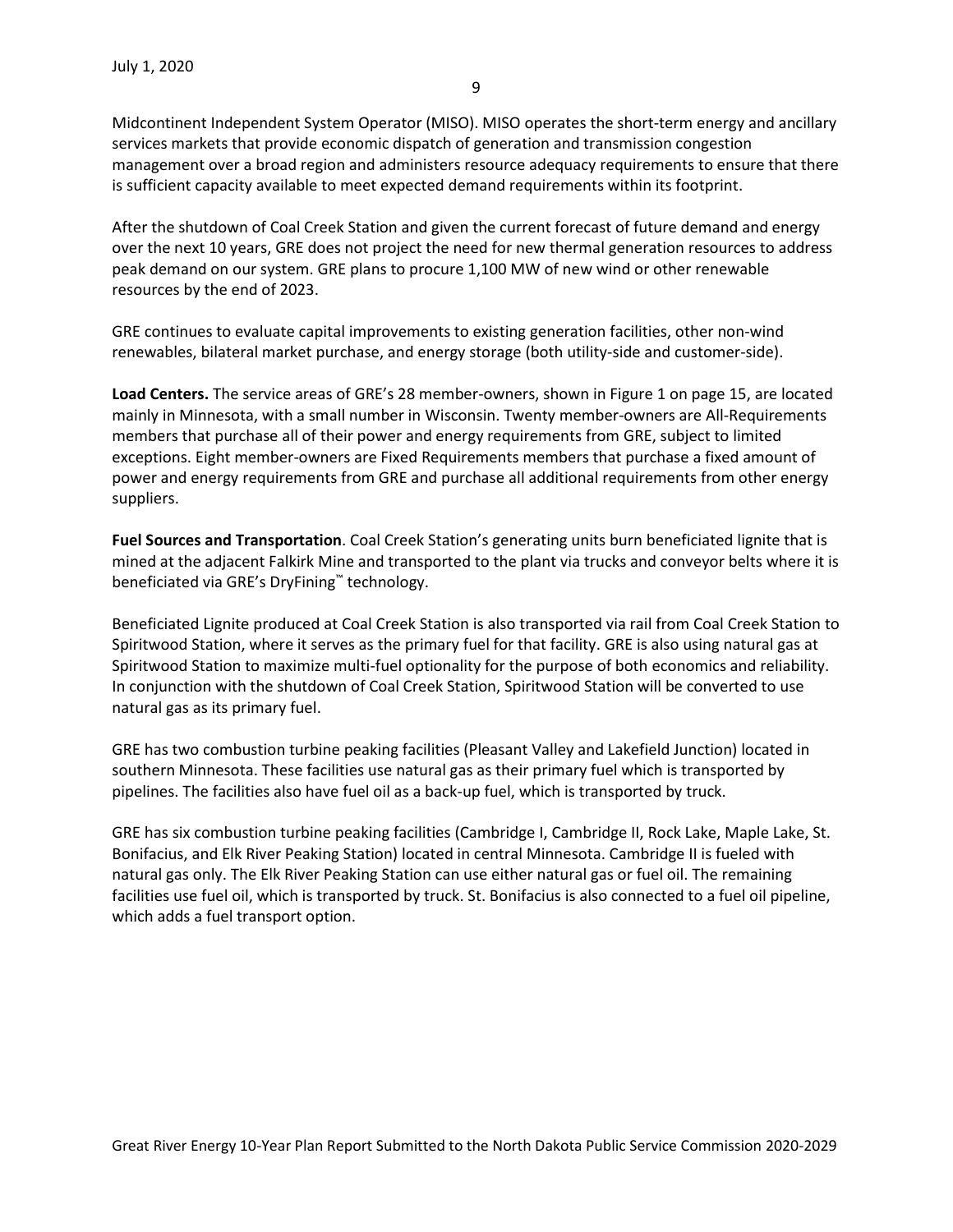Midcontinent Independent System Operator (MISO). MISO operates the short-term energy and ancillary services markets that provide economic dispatch of generation and transmission congestion management over a broad region and administers resource adequacy requirements to ensure that there is sufficient capacity available to meet expected demand requirements within its footprint.

After the shutdown of Coal Creek Station and given the current forecast of future demand and energy over the next 10 years, GRE does not project the need for new thermal generation resources to address peak demand on our system. GRE plans to procure 1,100 MW of new wind or other renewable resources by the end of 2023.

GRE continues to evaluate capital improvements to existing generation facilities, other non-wind renewables, bilateral market purchase, and energy storage (both utility-side and customer-side).

**Load Centers.** The service areas of GRE's 28 member-owners, shown in Figure 1 on page 15, are located mainly in Minnesota, with a small number in Wisconsin. Twenty member-owners are All-Requirements members that purchase all of their power and energy requirements from GRE, subject to limited exceptions. Eight member-owners are Fixed Requirements members that purchase a fixed amount of power and energy requirements from GRE and purchase all additional requirements from other energy suppliers.

**Fuel Sources and Transportation**. Coal Creek Station's generating units burn beneficiated lignite that is mined at the adjacent Falkirk Mine and transported to the plant via trucks and conveyor belts where it is beneficiated via GRE's DryFining™ technology.

Beneficiated Lignite produced at Coal Creek Station is also transported via rail from Coal Creek Station to Spiritwood Station, where it serves as the primary fuel for that facility. GRE is also using natural gas at Spiritwood Station to maximize multi-fuel optionality for the purpose of both economics and reliability. In conjunction with the shutdown of Coal Creek Station, Spiritwood Station will be converted to use natural gas as its primary fuel.

GRE has two combustion turbine peaking facilities (Pleasant Valley and Lakefield Junction) located in southern Minnesota. These facilities use natural gas as their primary fuel which is transported by pipelines. The facilities also have fuel oil as a back-up fuel, which is transported by truck.

GRE has six combustion turbine peaking facilities (Cambridge I, Cambridge II, Rock Lake, Maple Lake, St. Bonifacius, and Elk River Peaking Station) located in central Minnesota. Cambridge II is fueled with natural gas only. The Elk River Peaking Station can use either natural gas or fuel oil. The remaining facilities use fuel oil, which is transported by truck. St. Bonifacius is also connected to a fuel oil pipeline, which adds a fuel transport option.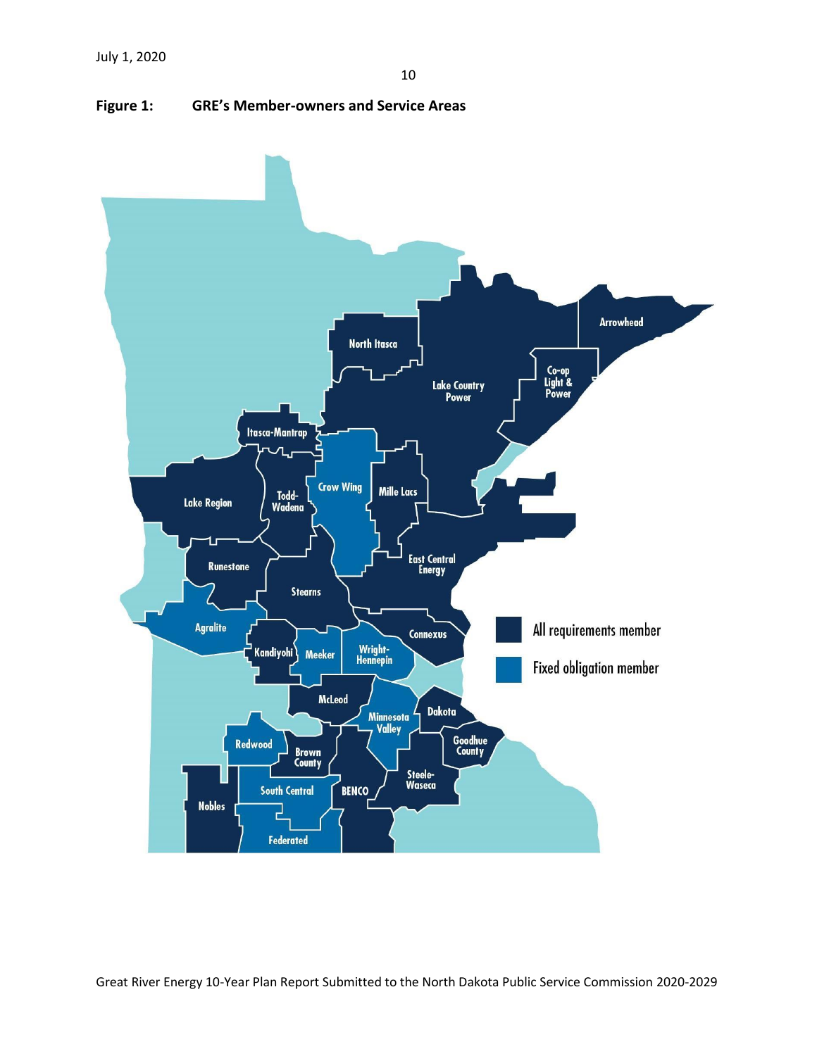**Figure 1: GRE's Member-owners and Service Areas**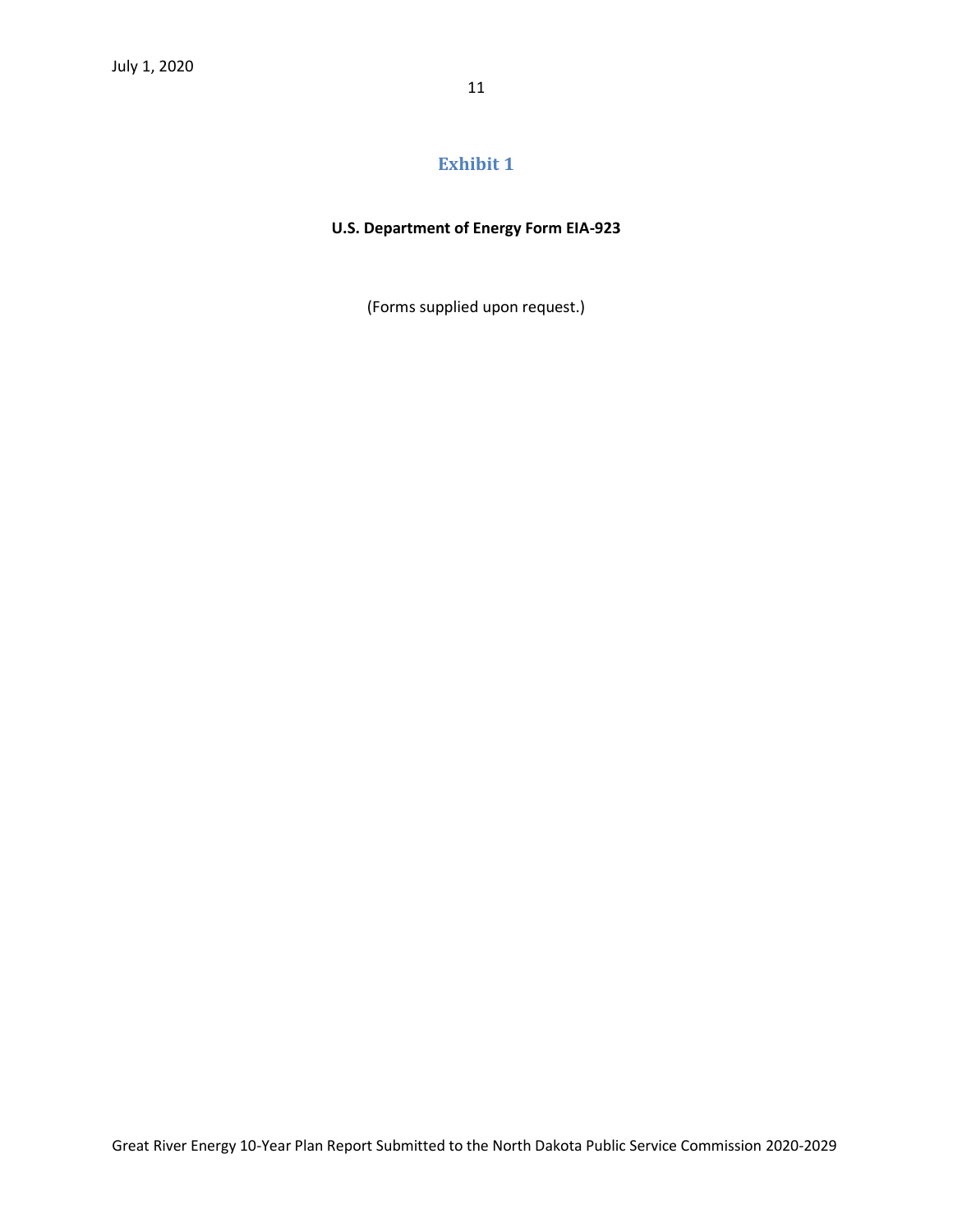# Exhibit 1

**U.S. Department of Energy Form EIA-923**

(Forms supplied upon request.)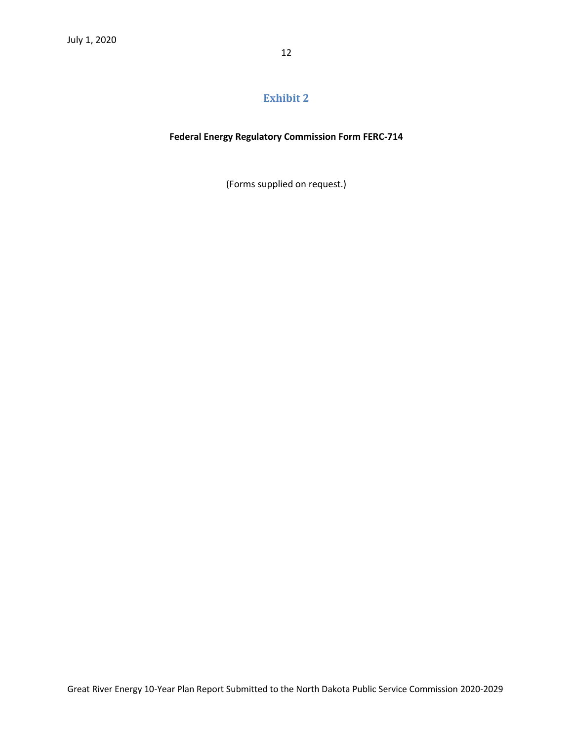# Exhibit 2

**Federal Energy Regulatory Commission Form FERC-714**

(Forms supplied on request.)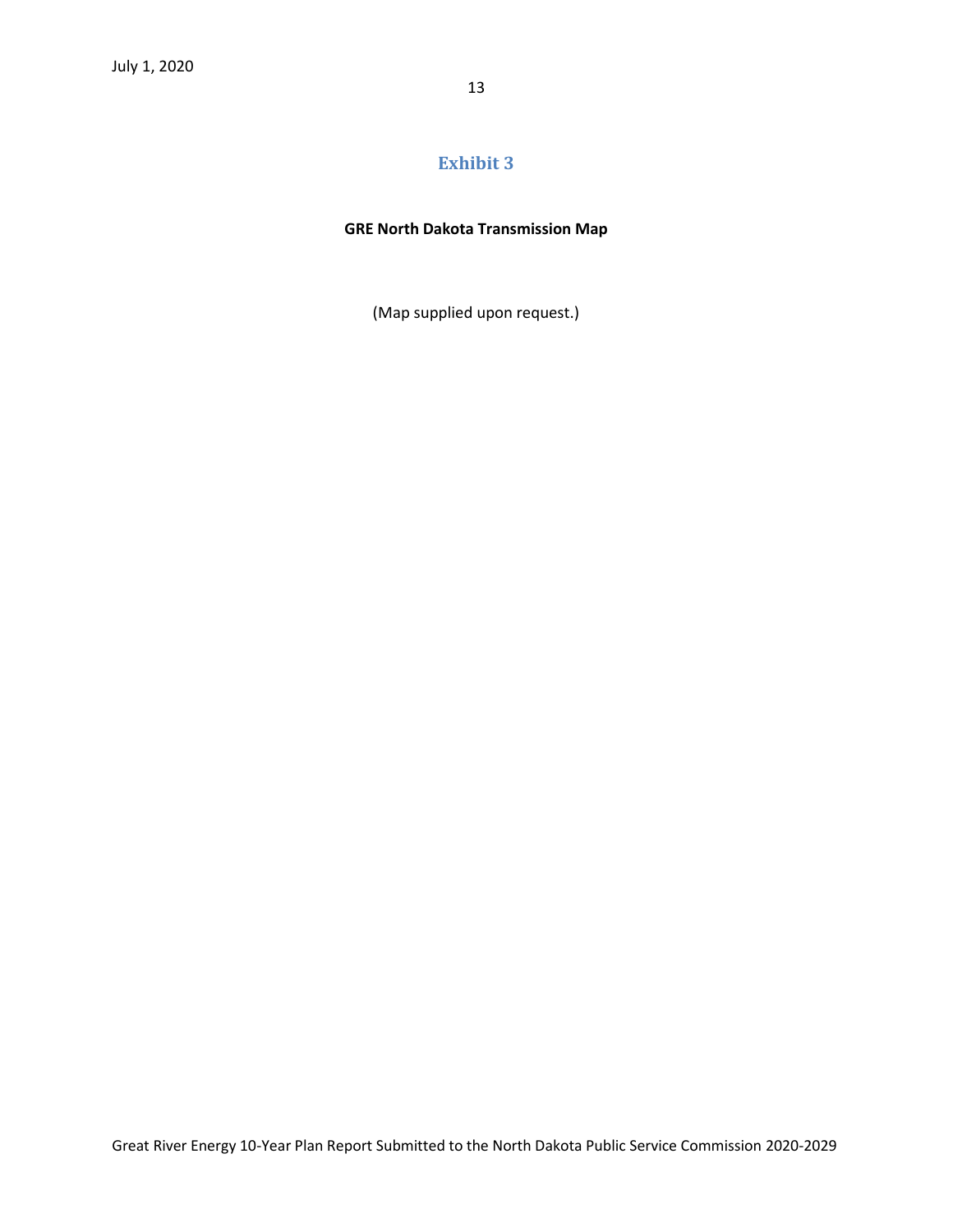## Exhibit 3

**GRE North Dakota Transmission Map**

(Map supplied upon request.)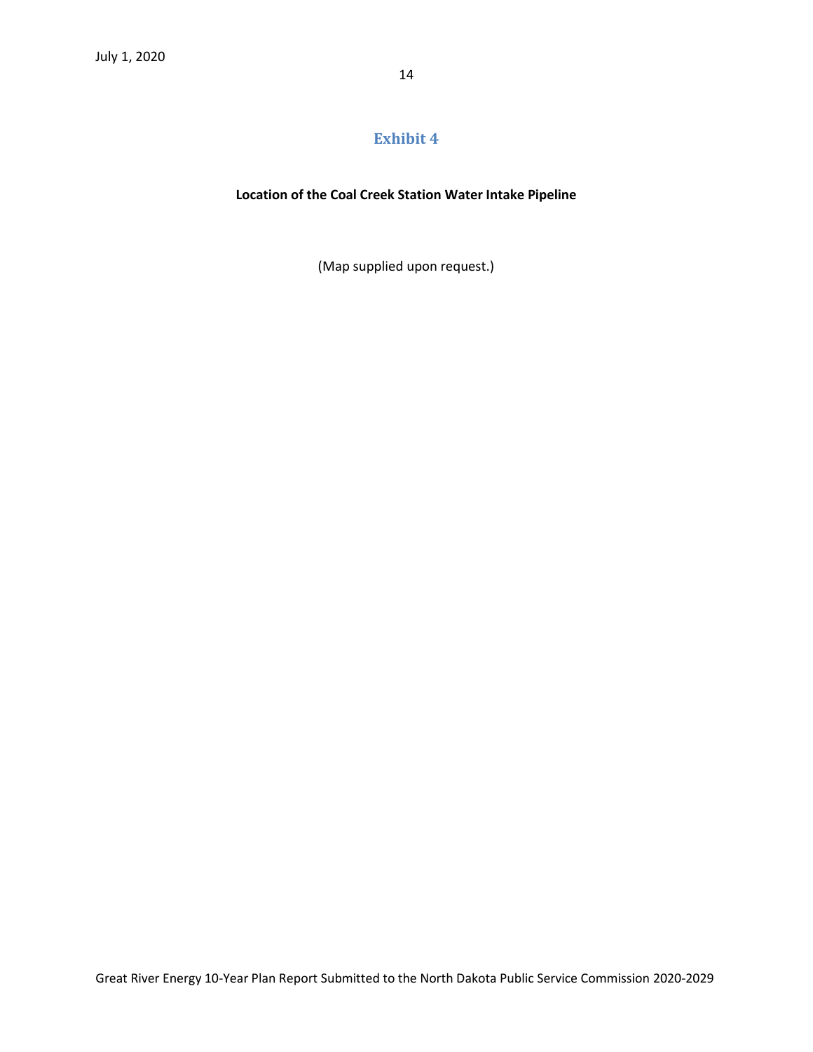# Exhibit 4

**Location of the Coal Creek Station Water Intake Pipeline**

(Map supplied upon request.)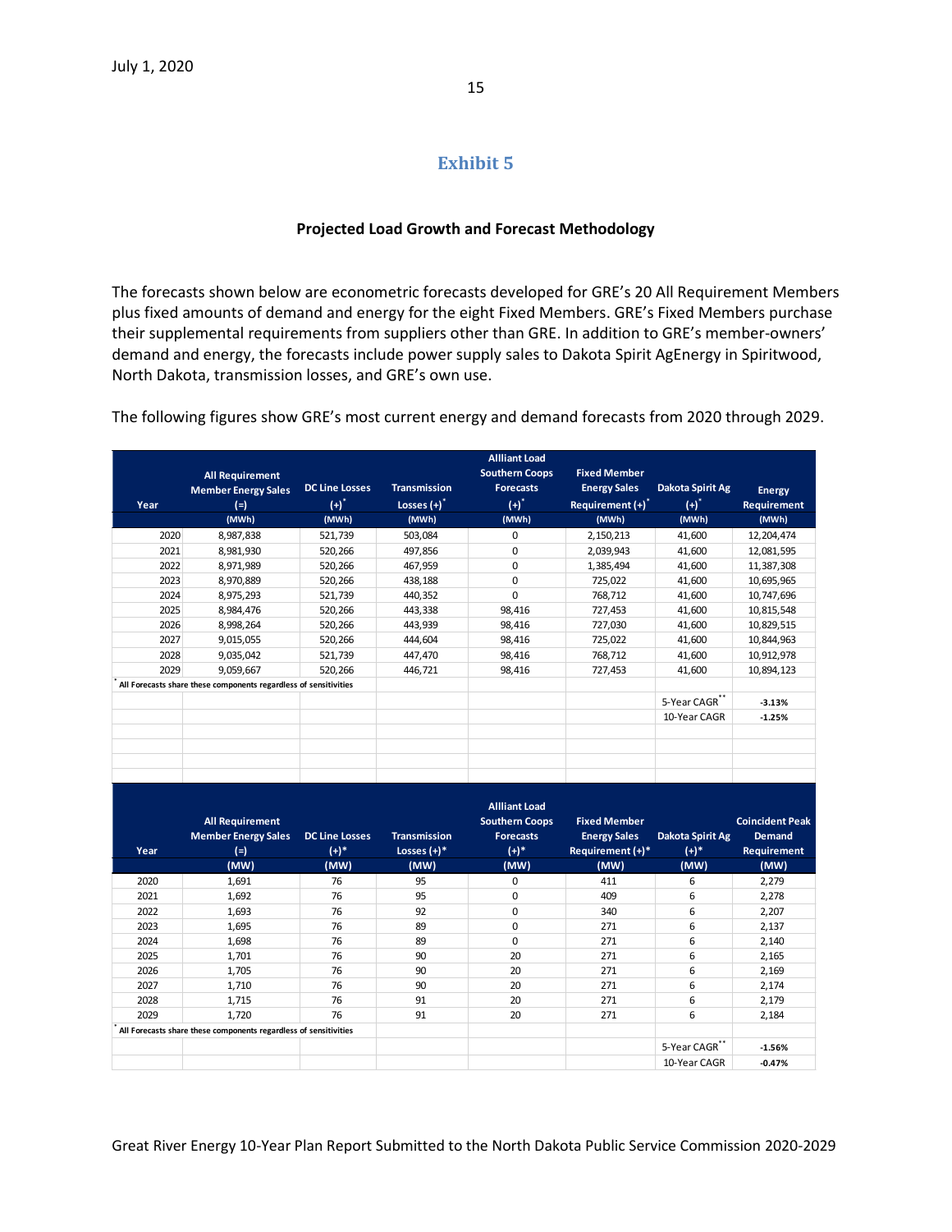# Exhibit 5

**Projected Load Growth and Forecast Methodology**

The forecasts shown below are econometric forecasts developed for GRE's 20 All Requirement Members plus fixed amounts of demand and energy for the eight Fixed Members. GRE's Fixed Members purchase their supplemental requirements from suppliers other than GRE. In addition to GRE's member-owners' demand and energy, the forecasts include power supply sales to Dakota Spirit AgEnergy in Spiritwood, North Dakota, transmission losses, and GRE's own use.

The following figures show GRE's most current energy and demand forecasts from 2020 through 2029.

| Year | All Requirement Member Energy Sales (=) (MWh) | DC Line Losses (+)* (MWh) | Transmission Losses (+)* (MWh) | Allliant Load Southern Coops Forecasts (+)* (MWh) | Fixed Member Energy Sales Requirement (+)* (MWh) | Dakota Spirit Ag (+)* (MWh) | Energy Requirement (MWh) |
|---|---|---|---|---|---|---|---|
| 2020 | 8,987,838 | 521,739 | 503,084 | 0 | 2,150,213 | 41,600 | 12,204,474 |
| 2021 | 8,981,930 | 520,266 | 497,856 | 0 | 2,039,943 | 41,600 | 12,081,595 |
| 2022 | 8,971,989 | 520,266 | 467,959 | 0 | 1,385,494 | 41,600 | 11,387,308 |
| 2023 | 8,970,889 | 520,266 | 438,188 | 0 | 725,022 | 41,600 | 10,695,965 |
| 2024 | 8,975,293 | 521,739 | 440,352 | 0 | 768,712 | 41,600 | 10,747,696 |
| 2025 | 8,984,476 | 520,266 | 443,338 | 98,416 | 727,453 | 41,600 | 10,815,548 |
| 2026 | 8,998,264 | 520,266 | 443,939 | 98,416 | 727,030 | 41,600 | 10,829,515 |
| 2027 | 9,015,055 | 520,266 | 444,604 | 98,416 | 725,022 | 41,600 | 10,844,963 |
| 2028 | 9,035,042 | 521,739 | 447,470 | 98,416 | 768,712 | 41,600 | 10,912,978 |
| 2029 | 9,059,667 | 520,266 | 446,721 | 98,416 | 727,453 | 41,600 | 10,894,123 |
| | | | | | | 5-Year CAGR** | -3.13% |
| | | | | | | 10-Year CAGR | -1.25% |

\* All Forecasts share these components regardless of sensitivities

| Year | All Requirement Member Energy Sales (=) (MW) | DC Line Losses (+)* (MW) | Transmission Losses (+)* (MW) | Allliant Load Southern Coops Forecasts (+)* (MW) | Fixed Member Energy Sales Requirement (+)* (MW) | Dakota Spirit Ag (+)* (MW) | Coincident Peak Demand Requirement (MW) |
|---|---|---|---|---|---|---|---|
| 2020 | 1,691 | 76 | 95 | 0 | 411 | 6 | 2,279 |
| 2021 | 1,692 | 76 | 95 | 0 | 409 | 6 | 2,278 |
| 2022 | 1,693 | 76 | 92 | 0 | 340 | 6 | 2,207 |
| 2023 | 1,695 | 76 | 89 | 0 | 271 | 6 | 2,137 |
| 2024 | 1,698 | 76 | 89 | 0 | 271 | 6 | 2,140 |
| 2025 | 1,701 | 76 | 90 | 20 | 271 | 6 | 2,165 |
| 2026 | 1,705 | 76 | 90 | 20 | 271 | 6 | 2,169 |
| 2027 | 1,710 | 76 | 90 | 20 | 271 | 6 | 2,174 |
| 2028 | 1,715 | 76 | 91 | 20 | 271 | 6 | 2,179 |
| 2029 | 1,720 | 76 | 91 | 20 | 271 | 6 | 2,184 |
| | | | | | | 5-Year CAGR** | -1.56% |
| | | | | | | 10-Year CAGR | -0.47% |

\* All Forecasts share these components regardless of sensitivities